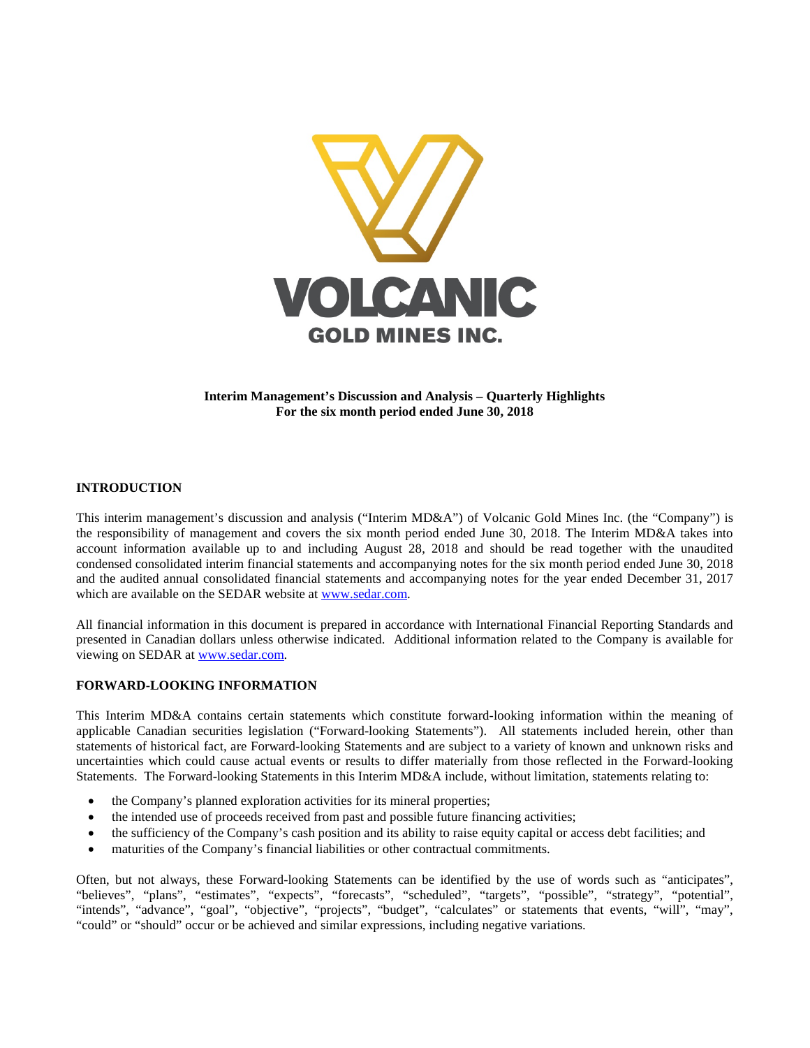# VOLCANIC GOLD MINES INC.

**Interim Management's Discussion and Analysis – Quarterly Highlights**
**For the six month period ended June 30, 2018**

## INTRODUCTION

This interim management's discussion and analysis ("Interim MD&A") of Volcanic Gold Mines Inc. (the "Company") is the responsibility of management and covers the six month period ended June 30, 2018. The Interim MD&A takes into account information available up to and including August 28, 2018 and should be read together with the unaudited condensed consolidated interim financial statements and accompanying notes for the six month period ended June 30, 2018 and the audited annual consolidated financial statements and accompanying notes for the year ended December 31, 2017 which are available on the SEDAR website at www.sedar.com.

All financial information in this document is prepared in accordance with International Financial Reporting Standards and presented in Canadian dollars unless otherwise indicated. Additional information related to the Company is available for viewing on SEDAR at www.sedar.com.

## FORWARD-LOOKING INFORMATION

This Interim MD&A contains certain statements which constitute forward-looking information within the meaning of applicable Canadian securities legislation ("Forward-looking Statements"). All statements included herein, other than statements of historical fact, are Forward-looking Statements and are subject to a variety of known and unknown risks and uncertainties which could cause actual events or results to differ materially from those reflected in the Forward-looking Statements. The Forward-looking Statements in this Interim MD&A include, without limitation, statements relating to:

- the Company's planned exploration activities for its mineral properties;
- the intended use of proceeds received from past and possible future financing activities;
- the sufficiency of the Company's cash position and its ability to raise equity capital or access debt facilities; and
- maturities of the Company's financial liabilities or other contractual commitments.

Often, but not always, these Forward-looking Statements can be identified by the use of words such as "anticipates", "believes", "plans", "estimates", "expects", "forecasts", "scheduled", "targets", "possible", "strategy", "potential", "intends", "advance", "goal", "objective", "projects", "budget", "calculates" or statements that events, "will", "may", "could" or "should" occur or be achieved and similar expressions, including negative variations.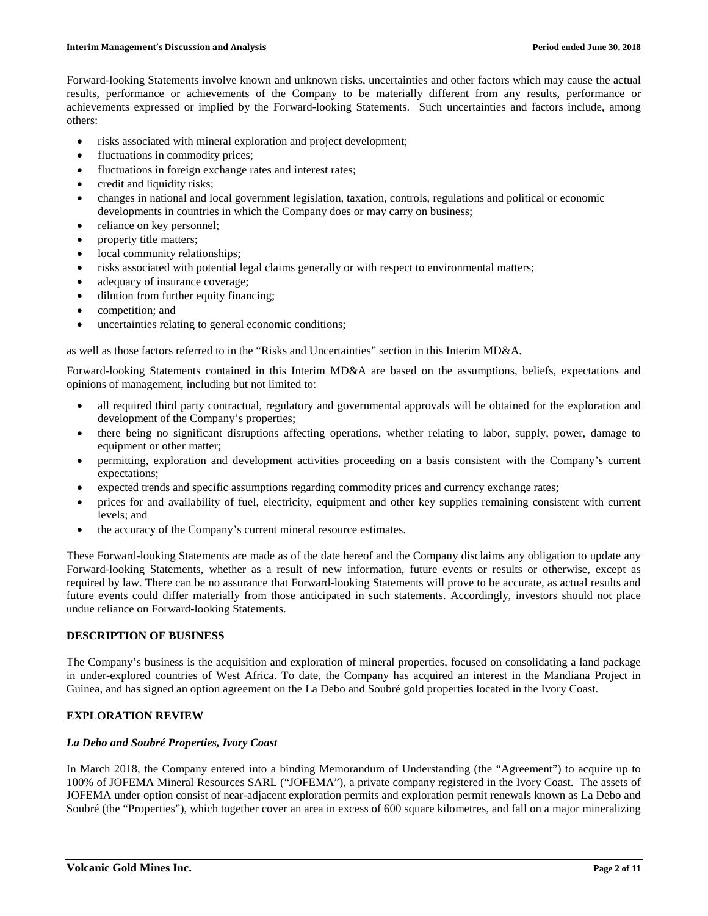Forward-looking Statements involve known and unknown risks, uncertainties and other factors which may cause the actual results, performance or achievements of the Company to be materially different from any results, performance or achievements expressed or implied by the Forward-looking Statements. Such uncertainties and factors include, among others:

- risks associated with mineral exploration and project development;
- fluctuations in commodity prices;
- fluctuations in foreign exchange rates and interest rates;
- credit and liquidity risks;
- changes in national and local government legislation, taxation, controls, regulations and political or economic developments in countries in which the Company does or may carry on business;
- reliance on key personnel;
- property title matters;
- local community relationships;
- risks associated with potential legal claims generally or with respect to environmental matters;
- adequacy of insurance coverage;
- dilution from further equity financing;
- competition; and
- uncertainties relating to general economic conditions;

as well as those factors referred to in the "Risks and Uncertainties" section in this Interim MD&A.

Forward-looking Statements contained in this Interim MD&A are based on the assumptions, beliefs, expectations and opinions of management, including but not limited to:

- all required third party contractual, regulatory and governmental approvals will be obtained for the exploration and development of the Company's properties;
- there being no significant disruptions affecting operations, whether relating to labor, supply, power, damage to equipment or other matter;
- permitting, exploration and development activities proceeding on a basis consistent with the Company's current expectations;
- expected trends and specific assumptions regarding commodity prices and currency exchange rates;
- prices for and availability of fuel, electricity, equipment and other key supplies remaining consistent with current levels; and
- the accuracy of the Company's current mineral resource estimates.

These Forward-looking Statements are made as of the date hereof and the Company disclaims any obligation to update any Forward-looking Statements, whether as a result of new information, future events or results or otherwise, except as required by law. There can be no assurance that Forward-looking Statements will prove to be accurate, as actual results and future events could differ materially from those anticipated in such statements. Accordingly, investors should not place undue reliance on Forward-looking Statements.

## DESCRIPTION OF BUSINESS

The Company's business is the acquisition and exploration of mineral properties, focused on consolidating a land package in under-explored countries of West Africa. To date, the Company has acquired an interest in the Mandiana Project in Guinea, and has signed an option agreement on the La Debo and Soubré gold properties located in the Ivory Coast.

## EXPLORATION REVIEW

### *La Debo and Soubré Properties, Ivory Coast*

In March 2018, the Company entered into a binding Memorandum of Understanding (the "Agreement") to acquire up to 100% of JOFEMA Mineral Resources SARL ("JOFEMA"), a private company registered in the Ivory Coast. The assets of JOFEMA under option consist of near-adjacent exploration permits and exploration permit renewals known as La Debo and Soubré (the "Properties"), which together cover an area in excess of 600 square kilometres, and fall on a major mineralizing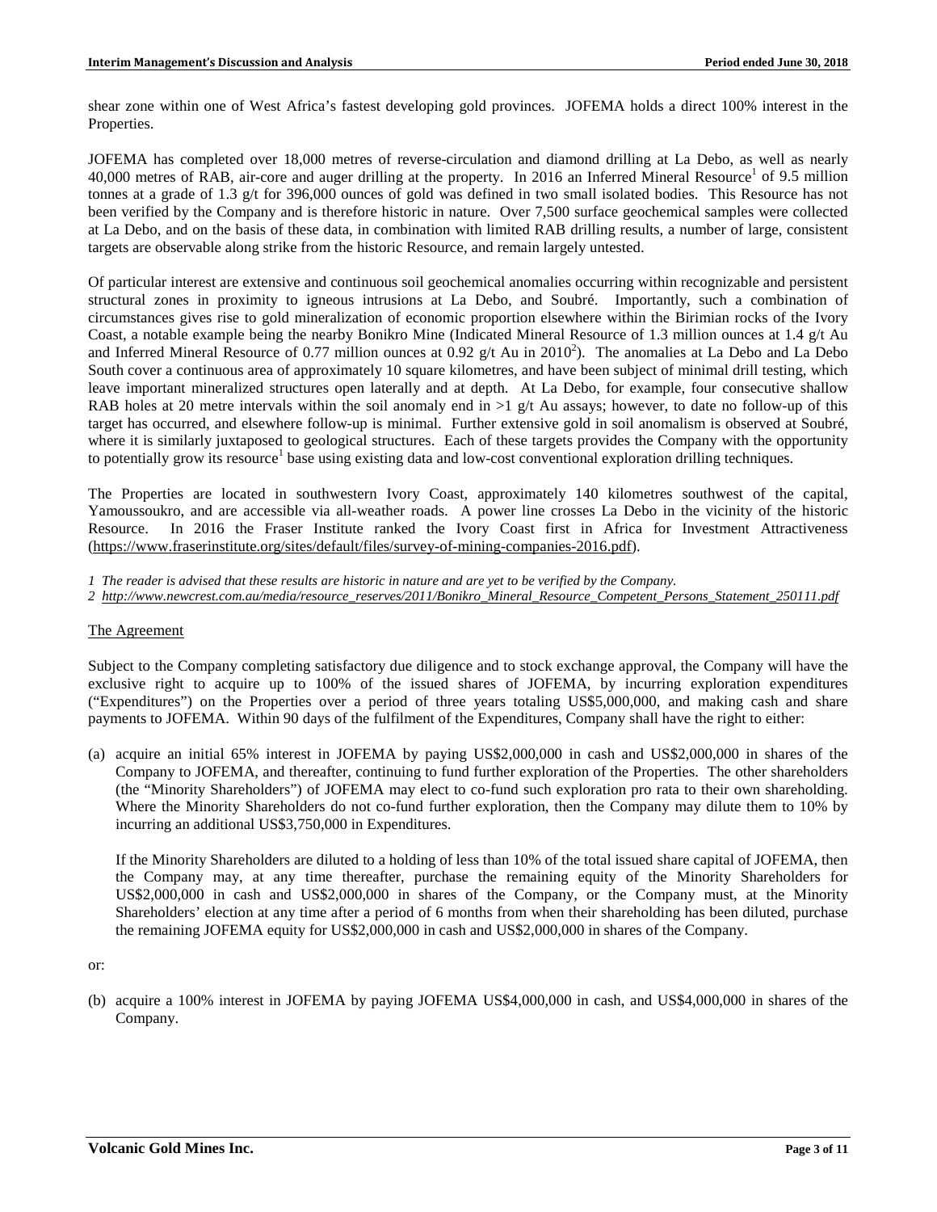shear zone within one of West Africa's fastest developing gold provinces. JOFEMA holds a direct 100% interest in the Properties.

JOFEMA has completed over 18,000 metres of reverse-circulation and diamond drilling at La Debo, as well as nearly 40,000 metres of RAB, air-core and auger drilling at the property. In 2016 an Inferred Mineral Resource[1] of 9.5 million tonnes at a grade of 1.3 g/t for 396,000 ounces of gold was defined in two small isolated bodies. This Resource has not been verified by the Company and is therefore historic in nature. Over 7,500 surface geochemical samples were collected at La Debo, and on the basis of these data, in combination with limited RAB drilling results, a number of large, consistent targets are observable along strike from the historic Resource, and remain largely untested.

Of particular interest are extensive and continuous soil geochemical anomalies occurring within recognizable and persistent structural zones in proximity to igneous intrusions at La Debo, and Soubré. Importantly, such a combination of circumstances gives rise to gold mineralization of economic proportion elsewhere within the Birimian rocks of the Ivory Coast, a notable example being the nearby Bonikro Mine (Indicated Mineral Resource of 1.3 million ounces at 1.4 g/t Au and Inferred Mineral Resource of 0.77 million ounces at 0.92 g/t Au in 2010[2]). The anomalies at La Debo and La Debo South cover a continuous area of approximately 10 square kilometres, and have been subject of minimal drill testing, which leave important mineralized structures open laterally and at depth. At La Debo, for example, four consecutive shallow RAB holes at 20 metre intervals within the soil anomaly end in >1 g/t Au assays; however, to date no follow-up of this target has occurred, and elsewhere follow-up is minimal. Further extensive gold in soil anomalism is observed at Soubré, where it is similarly juxtaposed to geological structures. Each of these targets provides the Company with the opportunity to potentially grow its resource[1] base using existing data and low-cost conventional exploration drilling techniques.

The Properties are located in southwestern Ivory Coast, approximately 140 kilometres southwest of the capital, Yamoussoukro, and are accessible via all-weather roads. A power line crosses La Debo in the vicinity of the historic Resource. In 2016 the Fraser Institute ranked the Ivory Coast first in Africa for Investment Attractiveness (https://www.fraserinstitute.org/sites/default/files/survey-of-mining-companies-2016.pdf).

*1 The reader is advised that these results are historic in nature and are yet to be verified by the Company.*
*2 http://www.newcrest.com.au/media/resource_reserves/2011/Bonikro_Mineral_Resource_Competent_Persons_Statement_250111.pdf*

## The Agreement

Subject to the Company completing satisfactory due diligence and to stock exchange approval, the Company will have the exclusive right to acquire up to 100% of the issued shares of JOFEMA, by incurring exploration expenditures ("Expenditures") on the Properties over a period of three years totaling US$5,000,000, and making cash and share payments to JOFEMA. Within 90 days of the fulfilment of the Expenditures, Company shall have the right to either:

(a) acquire an initial 65% interest in JOFEMA by paying US$2,000,000 in cash and US$2,000,000 in shares of the Company to JOFEMA, and thereafter, continuing to fund further exploration of the Properties. The other shareholders (the "Minority Shareholders") of JOFEMA may elect to co-fund such exploration pro rata to their own shareholding. Where the Minority Shareholders do not co-fund further exploration, then the Company may dilute them to 10% by incurring an additional US$3,750,000 in Expenditures.

    If the Minority Shareholders are diluted to a holding of less than 10% of the total issued share capital of JOFEMA, then the Company may, at any time thereafter, purchase the remaining equity of the Minority Shareholders for US$2,000,000 in cash and US$2,000,000 in shares of the Company, or the Company must, at the Minority Shareholders' election at any time after a period of 6 months from when their shareholding has been diluted, purchase the remaining JOFEMA equity for US$2,000,000 in cash and US$2,000,000 in shares of the Company.

or:

(b) acquire a 100% interest in JOFEMA by paying JOFEMA US$4,000,000 in cash, and US$4,000,000 in shares of the Company.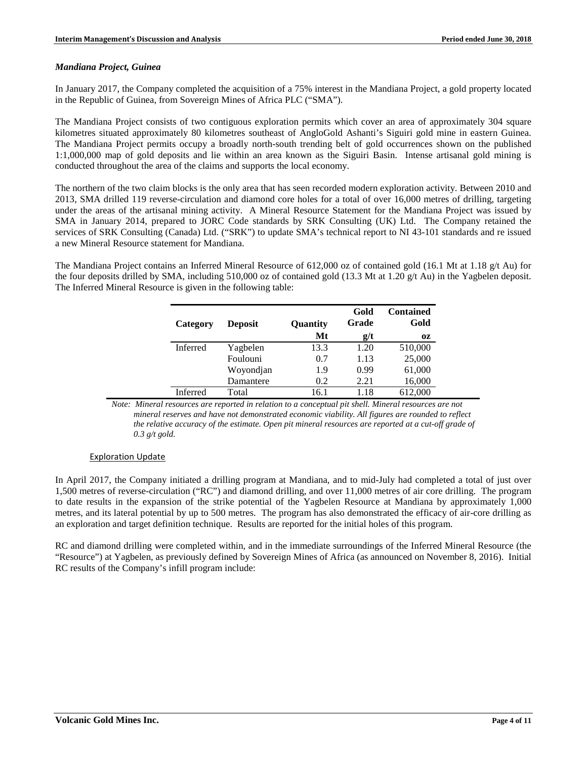### *Mandiana Project, Guinea*

In January 2017, the Company completed the acquisition of a 75% interest in the Mandiana Project, a gold property located in the Republic of Guinea, from Sovereign Mines of Africa PLC ("SMA").

The Mandiana Project consists of two contiguous exploration permits which cover an area of approximately 304 square kilometres situated approximately 80 kilometres southeast of AngloGold Ashanti's Siguiri gold mine in eastern Guinea. The Mandiana Project permits occupy a broadly north-south trending belt of gold occurrences shown on the published 1:1,000,000 map of gold deposits and lie within an area known as the Siguiri Basin. Intense artisanal gold mining is conducted throughout the area of the claims and supports the local economy.

The northern of the two claim blocks is the only area that has seen recorded modern exploration activity. Between 2010 and 2013, SMA drilled 119 reverse-circulation and diamond core holes for a total of over 16,000 metres of drilling, targeting under the areas of the artisanal mining activity. A Mineral Resource Statement for the Mandiana Project was issued by SMA in January 2014, prepared to JORC Code standards by SRK Consulting (UK) Ltd. The Company retained the services of SRK Consulting (Canada) Ltd. ("SRK") to update SMA's technical report to NI 43-101 standards and re issued a new Mineral Resource statement for Mandiana.

The Mandiana Project contains an Inferred Mineral Resource of 612,000 oz of contained gold (16.1 Mt at 1.18 g/t Au) for the four deposits drilled by SMA, including 510,000 oz of contained gold (13.3 Mt at 1.20 g/t Au) in the Yagbelen deposit. The Inferred Mineral Resource is given in the following table:

| Category | Deposit | Quantity | Gold Grade | Contained Gold |
|---|---|---|---|---|
| | | Mt | g/t | oz |
| Inferred | Yagbelen | 13.3 | 1.20 | 510,000 |
| | Foulouni | 0.7 | 1.13 | 25,000 |
| | Woyondjan | 1.9 | 0.99 | 61,000 |
| | Damantere | 0.2 | 2.21 | 16,000 |
| Inferred | Total | 16.1 | 1.18 | 612,000 |

*Note: Mineral resources are reported in relation to a conceptual pit shell. Mineral resources are not mineral reserves and have not demonstrated economic viability. All figures are rounded to reflect the relative accuracy of the estimate. Open pit mineral resources are reported at a cut-off grade of 0.3 g/t gold.*

#### Exploration Update

In April 2017, the Company initiated a drilling program at Mandiana, and to mid-July had completed a total of just over 1,500 metres of reverse-circulation ("RC") and diamond drilling, and over 11,000 metres of air core drilling. The program to date results in the expansion of the strike potential of the Yagbelen Resource at Mandiana by approximately 1,000 metres, and its lateral potential by up to 500 metres. The program has also demonstrated the efficacy of air-core drilling as an exploration and target definition technique. Results are reported for the initial holes of this program.

RC and diamond drilling were completed within, and in the immediate surroundings of the Inferred Mineral Resource (the "Resource") at Yagbelen, as previously defined by Sovereign Mines of Africa (as announced on November 8, 2016). Initial RC results of the Company's infill program include: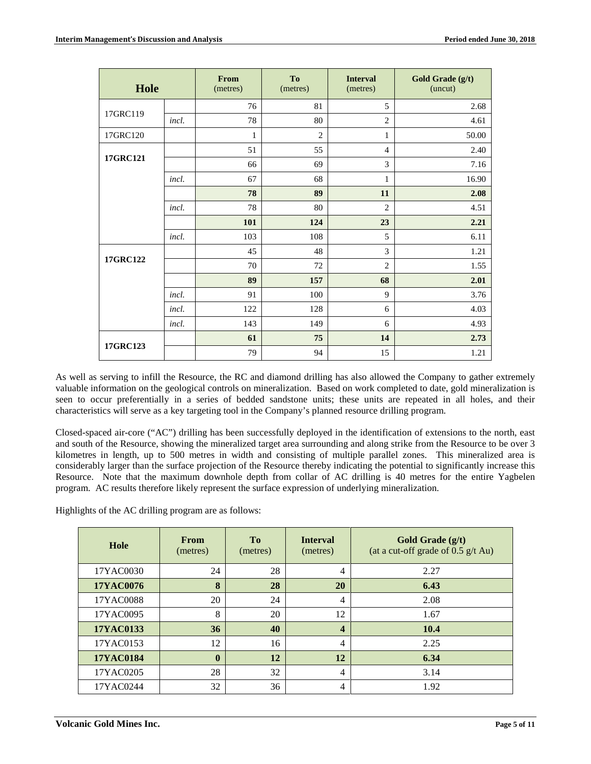| Hole | | From (metres) | To (metres) | Interval (metres) | Gold Grade (g/t) (uncut) |
|---|---|---|---|---|---|
| 17GRC119 | | 76 | 81 | 5 | 2.68 |
| | *incl.* | 78 | 80 | 2 | 4.61 |
| 17GRC120 | | 1 | 2 | 1 | 50.00 |
| **17GRC121** | | 51 | 55 | 4 | 2.40 |
| | | 66 | 69 | 3 | 7.16 |
| | *incl.* | 67 | 68 | 1 | 16.90 |
| | | **78** | **89** | **11** | **2.08** |
| | *incl.* | 78 | 80 | 2 | 4.51 |
| | | **101** | **124** | **23** | **2.21** |
| | *incl.* | 103 | 108 | 5 | 6.11 |
| **17GRC122** | | 45 | 48 | 3 | 1.21 |
| | | 70 | 72 | 2 | 1.55 |
| | | **89** | **157** | **68** | **2.01** |
| | *incl.* | 91 | 100 | 9 | 3.76 |
| | *incl.* | 122 | 128 | 6 | 4.03 |
| | *incl.* | 143 | 149 | 6 | 4.93 |
| **17GRC123** | | **61** | **75** | **14** | **2.73** |
| | | 79 | 94 | 15 | 1.21 |

As well as serving to infill the Resource, the RC and diamond drilling has also allowed the Company to gather extremely valuable information on the geological controls on mineralization. Based on work completed to date, gold mineralization is seen to occur preferentially in a series of bedded sandstone units; these units are repeated in all holes, and their characteristics will serve as a key targeting tool in the Company's planned resource drilling program.

Closed-spaced air-core ("AC") drilling has been successfully deployed in the identification of extensions to the north, east and south of the Resource, showing the mineralized target area surrounding and along strike from the Resource to be over 3 kilometres in length, up to 500 metres in width and consisting of multiple parallel zones. This mineralized area is considerably larger than the surface projection of the Resource thereby indicating the potential to significantly increase this Resource. Note that the maximum downhole depth from collar of AC drilling is 40 metres for the entire Yagbelen program. AC results therefore likely represent the surface expression of underlying mineralization.

Highlights of the AC drilling program are as follows:

| Hole | From (metres) | To (metres) | Interval (metres) | Gold Grade (g/t) (at a cut-off grade of 0.5 g/t Au) |
|---|---|---|---|---|
| 17YAC0030 | 24 | 28 | 4 | 2.27 |
| **17YAC0076** | **8** | **28** | **20** | **6.43** |
| 17YAC0088 | 20 | 24 | 4 | 2.08 |
| 17YAC0095 | 8 | 20 | 12 | 1.67 |
| **17YAC0133** | **36** | **40** | **4** | **10.4** |
| 17YAC0153 | 12 | 16 | 4 | 2.25 |
| **17YAC0184** | **0** | **12** | **12** | **6.34** |
| 17YAC0205 | 28 | 32 | 4 | 3.14 |
| 17YAC0244 | 32 | 36 | 4 | 1.92 |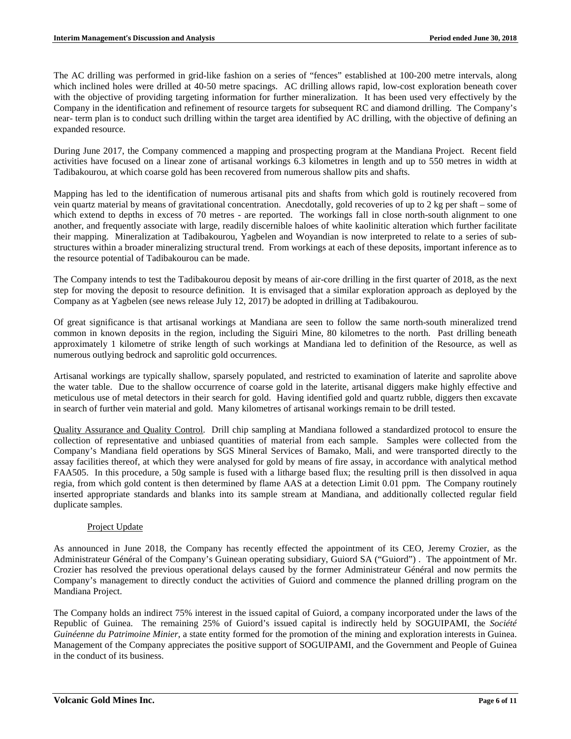The AC drilling was performed in grid-like fashion on a series of "fences" established at 100-200 metre intervals, along which inclined holes were drilled at 40-50 metre spacings. AC drilling allows rapid, low-cost exploration beneath cover with the objective of providing targeting information for further mineralization. It has been used very effectively by the Company in the identification and refinement of resource targets for subsequent RC and diamond drilling. The Company's near- term plan is to conduct such drilling within the target area identified by AC drilling, with the objective of defining an expanded resource.

During June 2017, the Company commenced a mapping and prospecting program at the Mandiana Project. Recent field activities have focused on a linear zone of artisanal workings 6.3 kilometres in length and up to 550 metres in width at Tadibakourou, at which coarse gold has been recovered from numerous shallow pits and shafts.

Mapping has led to the identification of numerous artisanal pits and shafts from which gold is routinely recovered from vein quartz material by means of gravitational concentration. Anecdotally, gold recoveries of up to 2 kg per shaft – some of which extend to depths in excess of 70 metres - are reported. The workings fall in close north-south alignment to one another, and frequently associate with large, readily discernible haloes of white kaolinitic alteration which further facilitate their mapping. Mineralization at Tadibakourou, Yagbelen and Woyandian is now interpreted to relate to a series of sub-structures within a broader mineralizing structural trend. From workings at each of these deposits, important inference as to the resource potential of Tadibakourou can be made.

The Company intends to test the Tadibakourou deposit by means of air-core drilling in the first quarter of 2018, as the next step for moving the deposit to resource definition. It is envisaged that a similar exploration approach as deployed by the Company as at Yagbelen (see news release July 12, 2017) be adopted in drilling at Tadibakourou.

Of great significance is that artisanal workings at Mandiana are seen to follow the same north-south mineralized trend common in known deposits in the region, including the Siguiri Mine, 80 kilometres to the north. Past drilling beneath approximately 1 kilometre of strike length of such workings at Mandiana led to definition of the Resource, as well as numerous outlying bedrock and saprolitic gold occurrences.

Artisanal workings are typically shallow, sparsely populated, and restricted to examination of laterite and saprolite above the water table. Due to the shallow occurrence of coarse gold in the laterite, artisanal diggers make highly effective and meticulous use of metal detectors in their search for gold. Having identified gold and quartz rubble, diggers then excavate in search of further vein material and gold. Many kilometres of artisanal workings remain to be drill tested.

Quality Assurance and Quality Control. Drill chip sampling at Mandiana followed a standardized protocol to ensure the collection of representative and unbiased quantities of material from each sample. Samples were collected from the Company's Mandiana field operations by SGS Mineral Services of Bamako, Mali, and were transported directly to the assay facilities thereof, at which they were analysed for gold by means of fire assay, in accordance with analytical method FAA505. In this procedure, a 50g sample is fused with a litharge based flux; the resulting prill is then dissolved in aqua regia, from which gold content is then determined by flame AAS at a detection Limit 0.01 ppm. The Company routinely inserted appropriate standards and blanks into its sample stream at Mandiana, and additionally collected regular field duplicate samples.

### Project Update

As announced in June 2018, the Company has recently effected the appointment of its CEO, Jeremy Crozier, as the Administrateur Général of the Company's Guinean operating subsidiary, Guiord SA ("Guiord") . The appointment of Mr. Crozier has resolved the previous operational delays caused by the former Administrateur Général and now permits the Company's management to directly conduct the activities of Guiord and commence the planned drilling program on the Mandiana Project.

The Company holds an indirect 75% interest in the issued capital of Guiord, a company incorporated under the laws of the Republic of Guinea. The remaining 25% of Guiord's issued capital is indirectly held by SOGUIPAMI, the *Société Guinéenne du Patrimoine Minier*, a state entity formed for the promotion of the mining and exploration interests in Guinea. Management of the Company appreciates the positive support of SOGUIPAMI, and the Government and People of Guinea in the conduct of its business.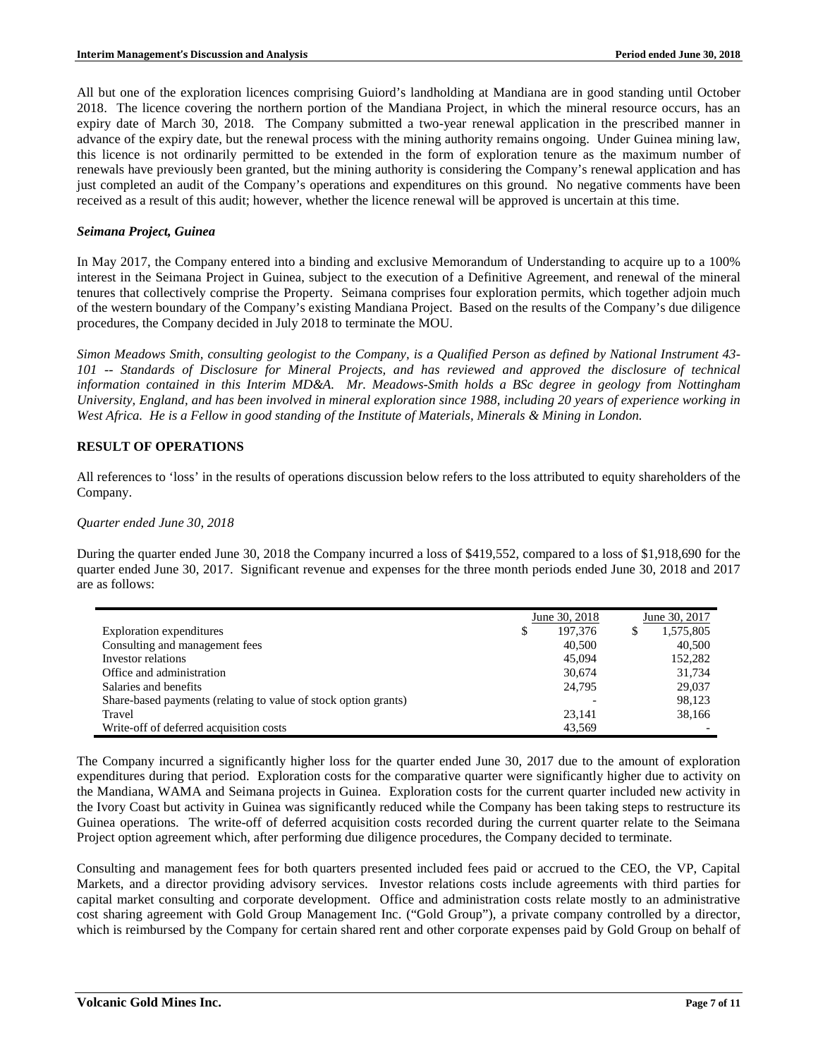All but one of the exploration licences comprising Guiord's landholding at Mandiana are in good standing until October 2018. The licence covering the northern portion of the Mandiana Project, in which the mineral resource occurs, has an expiry date of March 30, 2018. The Company submitted a two-year renewal application in the prescribed manner in advance of the expiry date, but the renewal process with the mining authority remains ongoing. Under Guinea mining law, this licence is not ordinarily permitted to be extended in the form of exploration tenure as the maximum number of renewals have previously been granted, but the mining authority is considering the Company's renewal application and has just completed an audit of the Company's operations and expenditures on this ground. No negative comments have been received as a result of this audit; however, whether the licence renewal will be approved is uncertain at this time.

### *Seimana Project, Guinea*

In May 2017, the Company entered into a binding and exclusive Memorandum of Understanding to acquire up to a 100% interest in the Seimana Project in Guinea, subject to the execution of a Definitive Agreement, and renewal of the mineral tenures that collectively comprise the Property. Seimana comprises four exploration permits, which together adjoin much of the western boundary of the Company's existing Mandiana Project. Based on the results of the Company's due diligence procedures, the Company decided in July 2018 to terminate the MOU.

*Simon Meadows Smith, consulting geologist to the Company, is a Qualified Person as defined by National Instrument 43-101 -- Standards of Disclosure for Mineral Projects, and has reviewed and approved the disclosure of technical information contained in this Interim MD&A. Mr. Meadows-Smith holds a BSc degree in geology from Nottingham University, England, and has been involved in mineral exploration since 1988, including 20 years of experience working in West Africa. He is a Fellow in good standing of the Institute of Materials, Minerals & Mining in London.*

## RESULT OF OPERATIONS

All references to 'loss' in the results of operations discussion below refers to the loss attributed to equity shareholders of the Company.

*Quarter ended June 30, 2018*

During the quarter ended June 30, 2018 the Company incurred a loss of $419,552, compared to a loss of $1,918,690 for the quarter ended June 30, 2017. Significant revenue and expenses for the three month periods ended June 30, 2018 and 2017 are as follows:

| | June 30, 2018 | June 30, 2017 |
|---|---|---|
| Exploration expenditures | $ 197,376 | $ 1,575,805 |
| Consulting and management fees | 40,500 | 40,500 |
| Investor relations | 45,094 | 152,282 |
| Office and administration | 30,674 | 31,734 |
| Salaries and benefits | 24,795 | 29,037 |
| Share-based payments (relating to value of stock option grants) | - | 98,123 |
| Travel | 23,141 | 38,166 |
| Write-off of deferred acquisition costs | 43,569 | - |

The Company incurred a significantly higher loss for the quarter ended June 30, 2017 due to the amount of exploration expenditures during that period. Exploration costs for the comparative quarter were significantly higher due to activity on the Mandiana, WAMA and Seimana projects in Guinea. Exploration costs for the current quarter included new activity in the Ivory Coast but activity in Guinea was significantly reduced while the Company has been taking steps to restructure its Guinea operations. The write-off of deferred acquisition costs recorded during the current quarter relate to the Seimana Project option agreement which, after performing due diligence procedures, the Company decided to terminate.

Consulting and management fees for both quarters presented included fees paid or accrued to the CEO, the VP, Capital Markets, and a director providing advisory services. Investor relations costs include agreements with third parties for capital market consulting and corporate development. Office and administration costs relate mostly to an administrative cost sharing agreement with Gold Group Management Inc. ("Gold Group"), a private company controlled by a director, which is reimbursed by the Company for certain shared rent and other corporate expenses paid by Gold Group on behalf of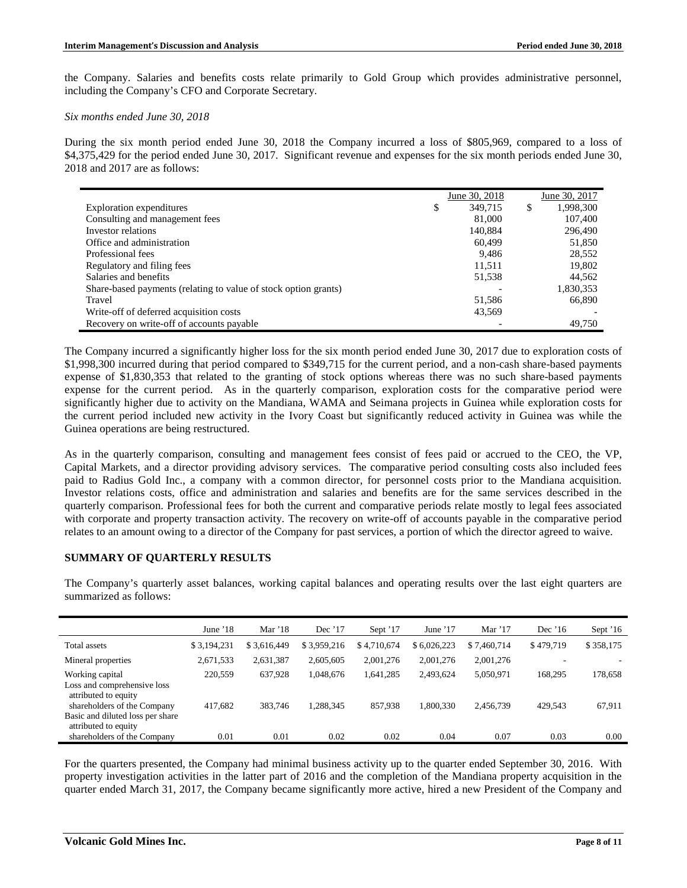the Company. Salaries and benefits costs relate primarily to Gold Group which provides administrative personnel, including the Company's CFO and Corporate Secretary.

*Six months ended June 30, 2018*

During the six month period ended June 30, 2018 the Company incurred a loss of $805,969, compared to a loss of $4,375,429 for the period ended June 30, 2017. Significant revenue and expenses for the six month periods ended June 30, 2018 and 2017 are as follows:

| | June 30, 2018 | June 30, 2017 |
|---|---|---|
| Exploration expenditures | $ 349,715 | $ 1,998,300 |
| Consulting and management fees | 81,000 | 107,400 |
| Investor relations | 140,884 | 296,490 |
| Office and administration | 60,499 | 51,850 |
| Professional fees | 9,486 | 28,552 |
| Regulatory and filing fees | 11,511 | 19,802 |
| Salaries and benefits | 51,538 | 44,562 |
| Share-based payments (relating to value of stock option grants) | - | 1,830,353 |
| Travel | 51,586 | 66,890 |
| Write-off of deferred acquisition costs | 43,569 | - |
| Recovery on write-off of accounts payable | - | 49,750 |

The Company incurred a significantly higher loss for the six month period ended June 30, 2017 due to exploration costs of $1,998,300 incurred during that period compared to $349,715 for the current period, and a non-cash share-based payments expense of $1,830,353 that related to the granting of stock options whereas there was no such share-based payments expense for the current period. As in the quarterly comparison, exploration costs for the comparative period were significantly higher due to activity on the Mandiana, WAMA and Seimana projects in Guinea while exploration costs for the current period included new activity in the Ivory Coast but significantly reduced activity in Guinea was while the Guinea operations are being restructured.

As in the quarterly comparison, consulting and management fees consist of fees paid or accrued to the CEO, the VP, Capital Markets, and a director providing advisory services. The comparative period consulting costs also included fees paid to Radius Gold Inc., a company with a common director, for personnel costs prior to the Mandiana acquisition. Investor relations costs, office and administration and salaries and benefits are for the same services described in the quarterly comparison. Professional fees for both the current and comparative periods relate mostly to legal fees associated with corporate and property transaction activity. The recovery on write-off of accounts payable in the comparative period relates to an amount owing to a director of the Company for past services, a portion of which the director agreed to waive.

## SUMMARY OF QUARTERLY RESULTS

The Company's quarterly asset balances, working capital balances and operating results over the last eight quarters are summarized as follows:

| | June '18 | Mar '18 | Dec '17 | Sept '17 | June '17 | Mar '17 | Dec '16 | Sept '16 |
|---|---|---|---|---|---|---|---|---|
| Total assets | $ 3,194,231 | $ 3,616,449 | $ 3,959,216 | $ 4,710,674 | $ 6,026,223 | $ 7,460,714 | $ 479,719 | $ 358,175 |
| Mineral properties | 2,671,533 | 2,631,387 | 2,605,605 | 2,001,276 | 2,001,276 | 2,001,276 | - | - |
| Working capital | 220,559 | 637,928 | 1,048,676 | 1,641,285 | 2,493,624 | 5,050,971 | 168,295 | 178,658 |
| Loss and comprehensive loss attributed to equity shareholders of the Company | 417,682 | 383,746 | 1,288,345 | 857,938 | 1,800,330 | 2,456,739 | 429,543 | 67,911 |
| Basic and diluted loss per share attributed to equity shareholders of the Company | 0.01 | 0.01 | 0.02 | 0.02 | 0.04 | 0.07 | 0.03 | 0.00 |

For the quarters presented, the Company had minimal business activity up to the quarter ended September 30, 2016. With property investigation activities in the latter part of 2016 and the completion of the Mandiana property acquisition in the quarter ended March 31, 2017, the Company became significantly more active, hired a new President of the Company and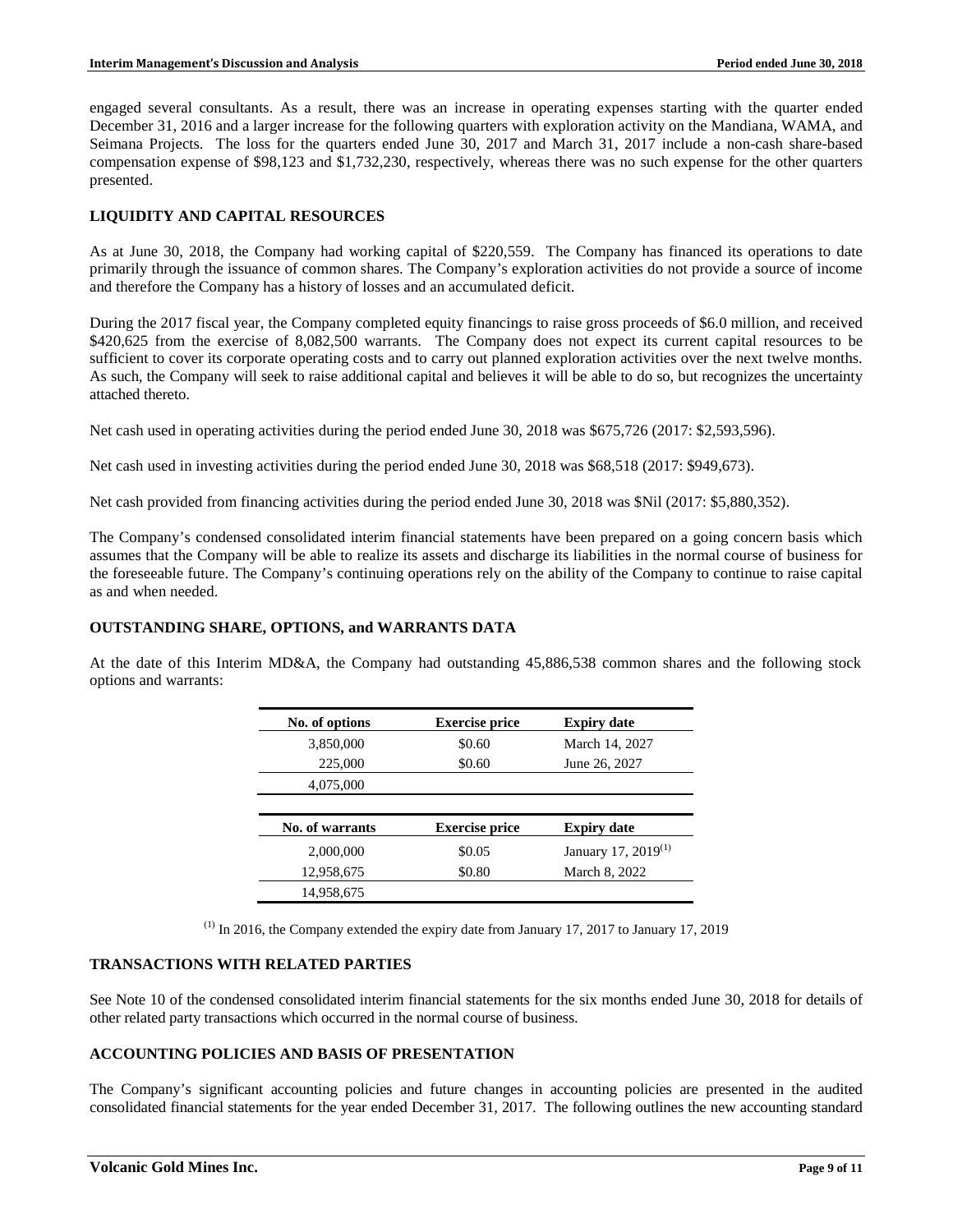engaged several consultants. As a result, there was an increase in operating expenses starting with the quarter ended December 31, 2016 and a larger increase for the following quarters with exploration activity on the Mandiana, WAMA, and Seimana Projects. The loss for the quarters ended June 30, 2017 and March 31, 2017 include a non-cash share-based compensation expense of $98,123 and $1,732,230, respectively, whereas there was no such expense for the other quarters presented.

## LIQUIDITY AND CAPITAL RESOURCES

As at June 30, 2018, the Company had working capital of $220,559. The Company has financed its operations to date primarily through the issuance of common shares. The Company's exploration activities do not provide a source of income and therefore the Company has a history of losses and an accumulated deficit.

During the 2017 fiscal year, the Company completed equity financings to raise gross proceeds of $6.0 million, and received $420,625 from the exercise of 8,082,500 warrants. The Company does not expect its current capital resources to be sufficient to cover its corporate operating costs and to carry out planned exploration activities over the next twelve months. As such, the Company will seek to raise additional capital and believes it will be able to do so, but recognizes the uncertainty attached thereto.

Net cash used in operating activities during the period ended June 30, 2018 was $675,726 (2017: $2,593,596).

Net cash used in investing activities during the period ended June 30, 2018 was $68,518 (2017: $949,673).

Net cash provided from financing activities during the period ended June 30, 2018 was $Nil (2017: $5,880,352).

The Company's condensed consolidated interim financial statements have been prepared on a going concern basis which assumes that the Company will be able to realize its assets and discharge its liabilities in the normal course of business for the foreseeable future. The Company's continuing operations rely on the ability of the Company to continue to raise capital as and when needed.

## OUTSTANDING SHARE, OPTIONS, and WARRANTS DATA

At the date of this Interim MD&A, the Company had outstanding 45,886,538 common shares and the following stock options and warrants:

| No. of options | Exercise price | Expiry date |
|---|---|---|
| 3,850,000 | $0.60 | March 14, 2027 |
| 225,000 | $0.60 | June 26, 2027 |
| 4,075,000 | | |

| No. of warrants | Exercise price | Expiry date |
|---|---|---|
| 2,000,000 | $0.05 | January 17, 2019[1] |
| 12,958,675 | $0.80 | March 8, 2022 |
| 14,958,675 | | |

[1] In 2016, the Company extended the expiry date from January 17, 2017 to January 17, 2019

## TRANSACTIONS WITH RELATED PARTIES

See Note 10 of the condensed consolidated interim financial statements for the six months ended June 30, 2018 for details of other related party transactions which occurred in the normal course of business.

## ACCOUNTING POLICIES AND BASIS OF PRESENTATION

The Company's significant accounting policies and future changes in accounting policies are presented in the audited consolidated financial statements for the year ended December 31, 2017. The following outlines the new accounting standard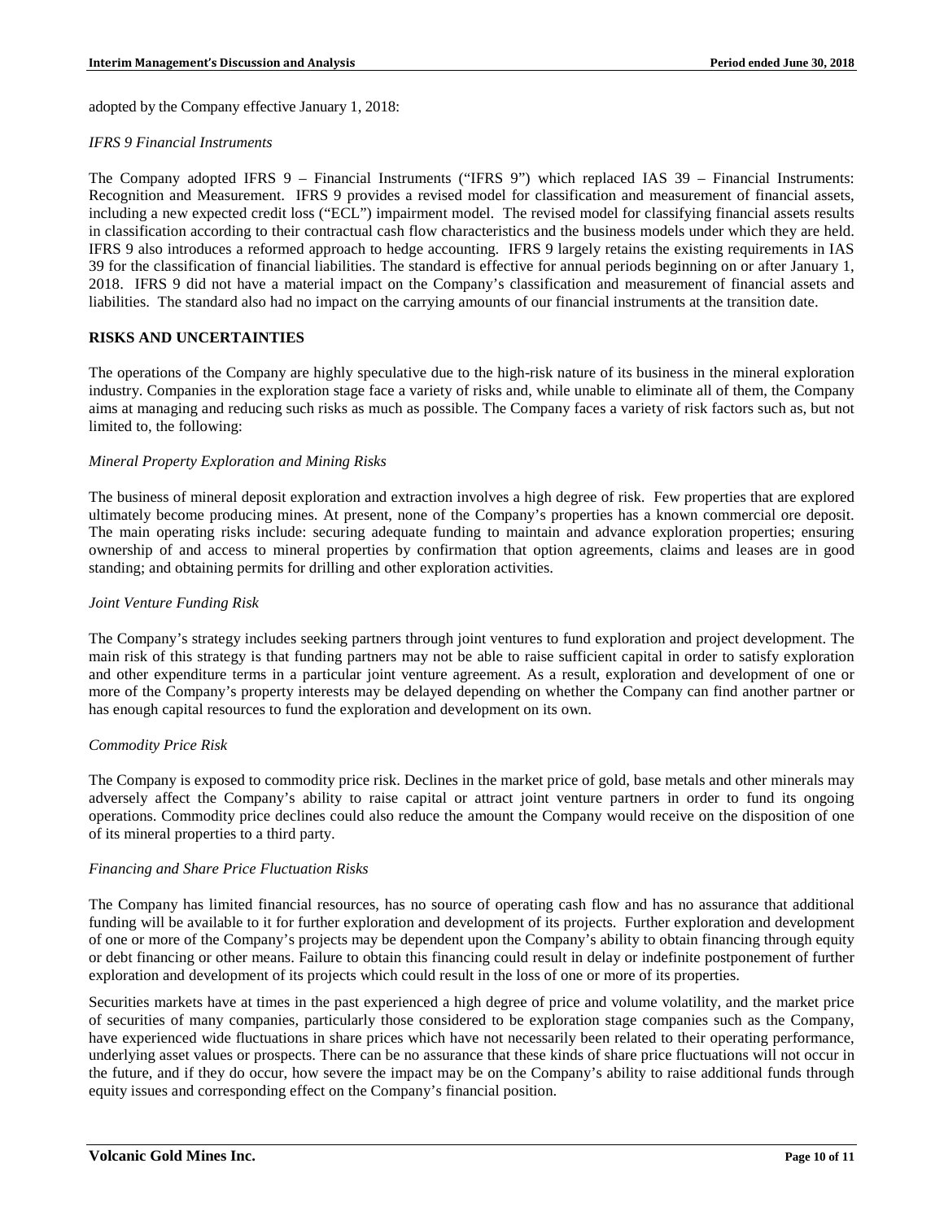adopted by the Company effective January 1, 2018:

*IFRS 9 Financial Instruments*

The Company adopted IFRS 9 – Financial Instruments ("IFRS 9") which replaced IAS 39 – Financial Instruments: Recognition and Measurement. IFRS 9 provides a revised model for classification and measurement of financial assets, including a new expected credit loss ("ECL") impairment model. The revised model for classifying financial assets results in classification according to their contractual cash flow characteristics and the business models under which they are held. IFRS 9 also introduces a reformed approach to hedge accounting. IFRS 9 largely retains the existing requirements in IAS 39 for the classification of financial liabilities. The standard is effective for annual periods beginning on or after January 1, 2018. IFRS 9 did not have a material impact on the Company's classification and measurement of financial assets and liabilities. The standard also had no impact on the carrying amounts of our financial instruments at the transition date.

## RISKS AND UNCERTAINTIES

The operations of the Company are highly speculative due to the high-risk nature of its business in the mineral exploration industry. Companies in the exploration stage face a variety of risks and, while unable to eliminate all of them, the Company aims at managing and reducing such risks as much as possible. The Company faces a variety of risk factors such as, but not limited to, the following:

*Mineral Property Exploration and Mining Risks*

The business of mineral deposit exploration and extraction involves a high degree of risk. Few properties that are explored ultimately become producing mines. At present, none of the Company's properties has a known commercial ore deposit. The main operating risks include: securing adequate funding to maintain and advance exploration properties; ensuring ownership of and access to mineral properties by confirmation that option agreements, claims and leases are in good standing; and obtaining permits for drilling and other exploration activities.

*Joint Venture Funding Risk*

The Company's strategy includes seeking partners through joint ventures to fund exploration and project development. The main risk of this strategy is that funding partners may not be able to raise sufficient capital in order to satisfy exploration and other expenditure terms in a particular joint venture agreement. As a result, exploration and development of one or more of the Company's property interests may be delayed depending on whether the Company can find another partner or has enough capital resources to fund the exploration and development on its own.

*Commodity Price Risk*

The Company is exposed to commodity price risk. Declines in the market price of gold, base metals and other minerals may adversely affect the Company's ability to raise capital or attract joint venture partners in order to fund its ongoing operations. Commodity price declines could also reduce the amount the Company would receive on the disposition of one of its mineral properties to a third party.

*Financing and Share Price Fluctuation Risks*

The Company has limited financial resources, has no source of operating cash flow and has no assurance that additional funding will be available to it for further exploration and development of its projects. Further exploration and development of one or more of the Company's projects may be dependent upon the Company's ability to obtain financing through equity or debt financing or other means. Failure to obtain this financing could result in delay or indefinite postponement of further exploration and development of its projects which could result in the loss of one or more of its properties.

Securities markets have at times in the past experienced a high degree of price and volume volatility, and the market price of securities of many companies, particularly those considered to be exploration stage companies such as the Company, have experienced wide fluctuations in share prices which have not necessarily been related to their operating performance, underlying asset values or prospects. There can be no assurance that these kinds of share price fluctuations will not occur in the future, and if they do occur, how severe the impact may be on the Company's ability to raise additional funds through equity issues and corresponding effect on the Company's financial position.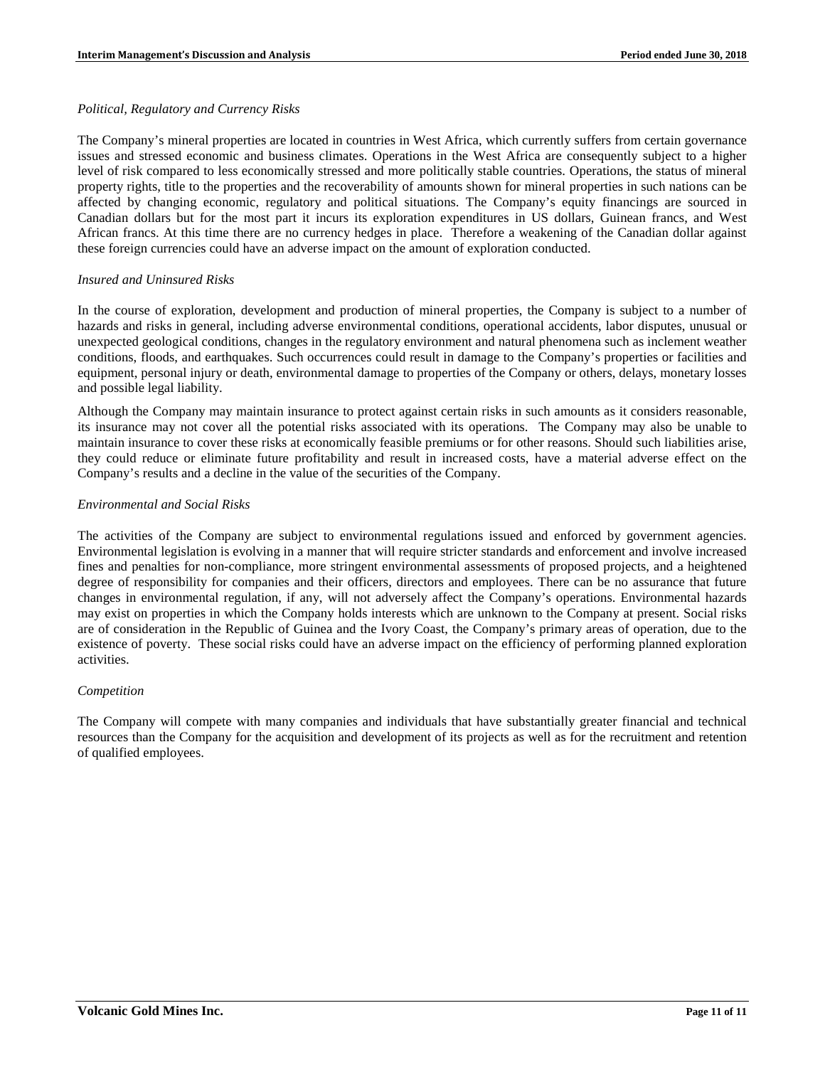*Political, Regulatory and Currency Risks*

The Company's mineral properties are located in countries in West Africa, which currently suffers from certain governance issues and stressed economic and business climates. Operations in the West Africa are consequently subject to a higher level of risk compared to less economically stressed and more politically stable countries. Operations, the status of mineral property rights, title to the properties and the recoverability of amounts shown for mineral properties in such nations can be affected by changing economic, regulatory and political situations. The Company's equity financings are sourced in Canadian dollars but for the most part it incurs its exploration expenditures in US dollars, Guinean francs, and West African francs. At this time there are no currency hedges in place. Therefore a weakening of the Canadian dollar against these foreign currencies could have an adverse impact on the amount of exploration conducted.

*Insured and Uninsured Risks*

In the course of exploration, development and production of mineral properties, the Company is subject to a number of hazards and risks in general, including adverse environmental conditions, operational accidents, labor disputes, unusual or unexpected geological conditions, changes in the regulatory environment and natural phenomena such as inclement weather conditions, floods, and earthquakes. Such occurrences could result in damage to the Company's properties or facilities and equipment, personal injury or death, environmental damage to properties of the Company or others, delays, monetary losses and possible legal liability.

Although the Company may maintain insurance to protect against certain risks in such amounts as it considers reasonable, its insurance may not cover all the potential risks associated with its operations. The Company may also be unable to maintain insurance to cover these risks at economically feasible premiums or for other reasons. Should such liabilities arise, they could reduce or eliminate future profitability and result in increased costs, have a material adverse effect on the Company's results and a decline in the value of the securities of the Company.

*Environmental and Social Risks*

The activities of the Company are subject to environmental regulations issued and enforced by government agencies. Environmental legislation is evolving in a manner that will require stricter standards and enforcement and involve increased fines and penalties for non-compliance, more stringent environmental assessments of proposed projects, and a heightened degree of responsibility for companies and their officers, directors and employees. There can be no assurance that future changes in environmental regulation, if any, will not adversely affect the Company's operations. Environmental hazards may exist on properties in which the Company holds interests which are unknown to the Company at present. Social risks are of consideration in the Republic of Guinea and the Ivory Coast, the Company's primary areas of operation, due to the existence of poverty. These social risks could have an adverse impact on the efficiency of performing planned exploration activities.

*Competition*

The Company will compete with many companies and individuals that have substantially greater financial and technical resources than the Company for the acquisition and development of its projects as well as for the recruitment and retention of qualified employees.